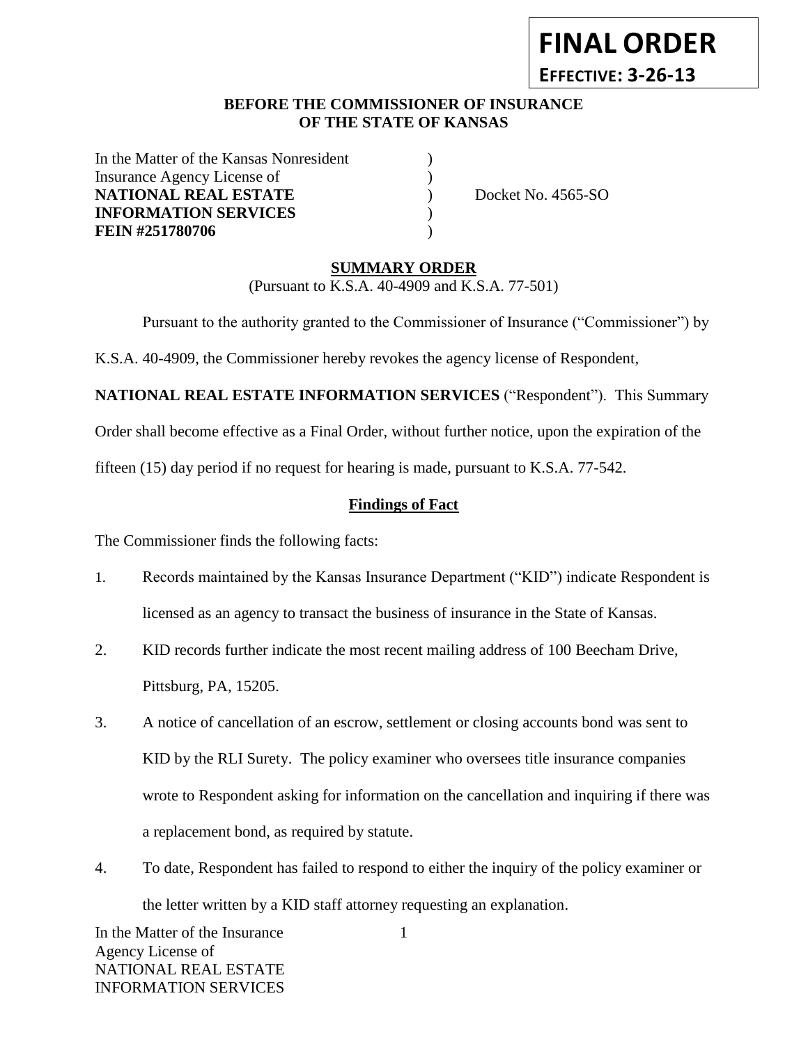**FINAL ORDER**

**EFFECTIVE: 3-26-13**

**BEFORE THE COMMISSIONER OF INSURANCE**
**OF THE STATE OF KANSAS**

| | | |
|---|---|---|
| In the Matter of the Kansas Nonresident | ) | |
| Insurance Agency License of | ) | |
| **NATIONAL REAL ESTATE** | ) | Docket No. 4565-SO |
| **INFORMATION SERVICES** | ) | |
| **FEIN #251780706** | ) | |

## SUMMARY ORDER

(Pursuant to K.S.A. 40-4909 and K.S.A. 77-501)

Pursuant to the authority granted to the Commissioner of Insurance ("Commissioner") by K.S.A. 40-4909, the Commissioner hereby revokes the agency license of Respondent, **NATIONAL REAL ESTATE INFORMATION SERVICES** ("Respondent"). This Summary Order shall become effective as a Final Order, without further notice, upon the expiration of the fifteen (15) day period if no request for hearing is made, pursuant to K.S.A. 77-542.

### Findings of Fact

The Commissioner finds the following facts:

1. Records maintained by the Kansas Insurance Department ("KID") indicate Respondent is licensed as an agency to transact the business of insurance in the State of Kansas.
2. KID records further indicate the most recent mailing address of 100 Beecham Drive, Pittsburg, PA, 15205.
3. A notice of cancellation of an escrow, settlement or closing accounts bond was sent to KID by the RLI Surety. The policy examiner who oversees title insurance companies wrote to Respondent asking for information on the cancellation and inquiring if there was a replacement bond, as required by statute.
4. To date, Respondent has failed to respond to either the inquiry of the policy examiner or the letter written by a KID staff attorney requesting an explanation.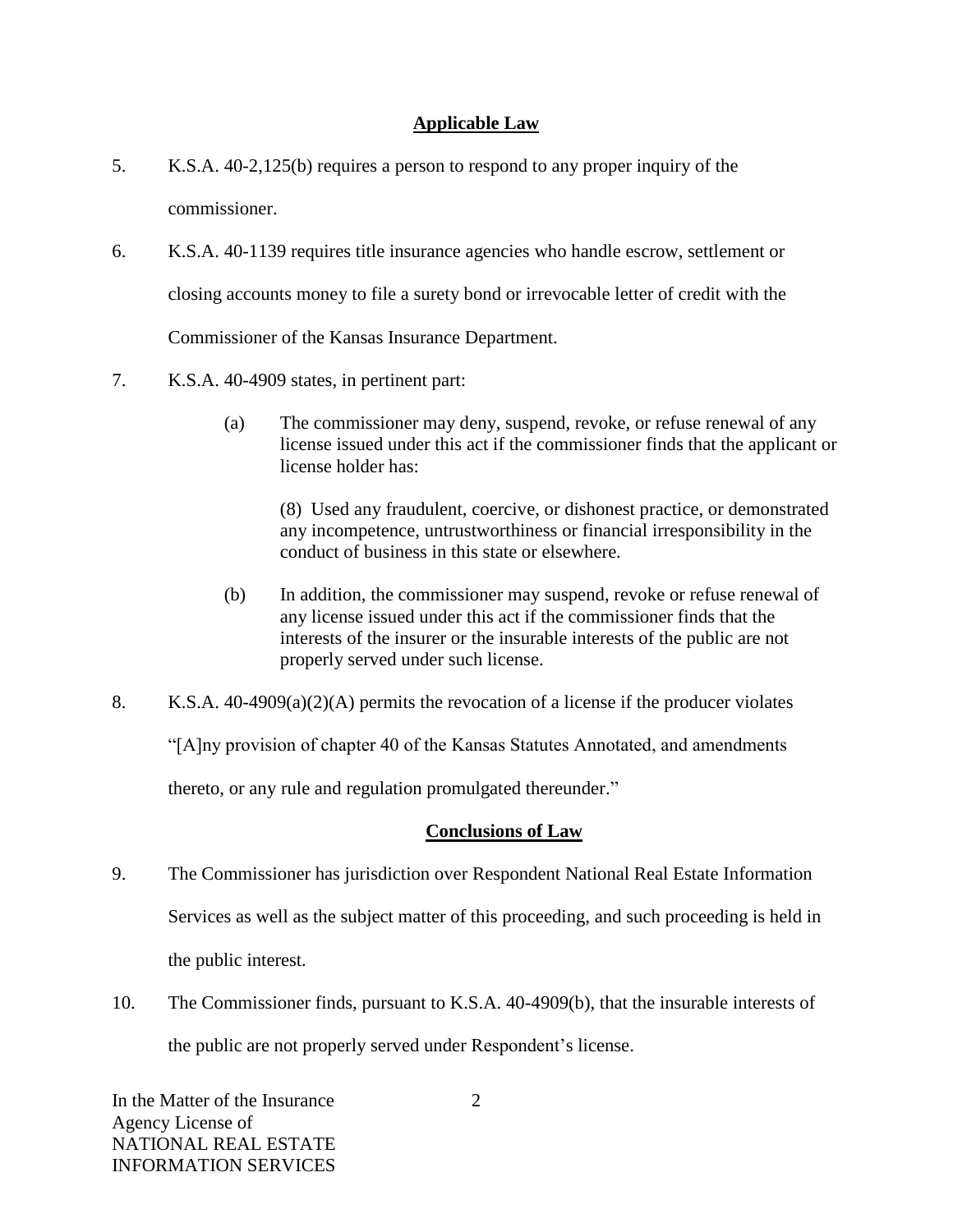## Applicable Law

5. K.S.A. 40-2,125(b) requires a person to respond to any proper inquiry of the commissioner.

6. K.S.A. 40-1139 requires title insurance agencies who handle escrow, settlement or closing accounts money to file a surety bond or irrevocable letter of credit with the Commissioner of the Kansas Insurance Department.

7. K.S.A. 40-4909 states, in pertinent part:

    (a) The commissioner may deny, suspend, revoke, or refuse renewal of any license issued under this act if the commissioner finds that the applicant or license holder has:

    (8) Used any fraudulent, coercive, or dishonest practice, or demonstrated any incompetence, untrustworthiness or financial irresponsibility in the conduct of business in this state or elsewhere.

    (b) In addition, the commissioner may suspend, revoke or refuse renewal of any license issued under this act if the commissioner finds that the interests of the insurer or the insurable interests of the public are not properly served under such license.

8. K.S.A. 40-4909(a)(2)(A) permits the revocation of a license if the producer violates "[A]ny provision of chapter 40 of the Kansas Statutes Annotated, and amendments thereto, or any rule and regulation promulgated thereunder."

## Conclusions of Law

9. The Commissioner has jurisdiction over Respondent National Real Estate Information Services as well as the subject matter of this proceeding, and such proceeding is held in the public interest.

10. The Commissioner finds, pursuant to K.S.A. 40-4909(b), that the insurable interests of the public are not properly served under Respondent's license.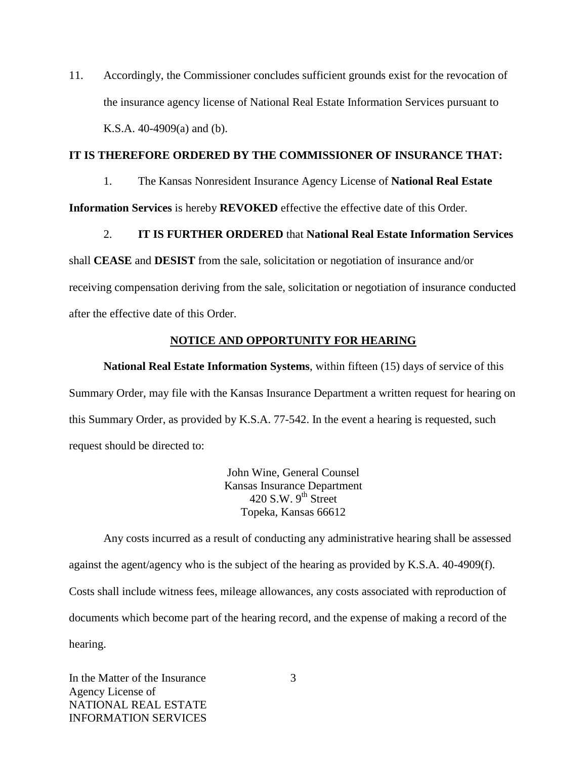11. Accordingly, the Commissioner concludes sufficient grounds exist for the revocation of the insurance agency license of National Real Estate Information Services pursuant to K.S.A. 40-4909(a) and (b).

**IT IS THEREFORE ORDERED BY THE COMMISSIONER OF INSURANCE THAT:**

1. The Kansas Nonresident Insurance Agency License of **National Real Estate Information Services** is hereby **REVOKED** effective the effective date of this Order.

2. **IT IS FURTHER ORDERED** that **National Real Estate Information Services** shall **CEASE** and **DESIST** from the sale, solicitation or negotiation of insurance and/or receiving compensation deriving from the sale, solicitation or negotiation of insurance conducted after the effective date of this Order.

## NOTICE AND OPPORTUNITY FOR HEARING

**National Real Estate Information Systems**, within fifteen (15) days of service of this Summary Order, may file with the Kansas Insurance Department a written request for hearing on this Summary Order, as provided by K.S.A. 77-542. In the event a hearing is requested, such request should be directed to:

John Wine, General Counsel
Kansas Insurance Department
420 S.W. 9th Street
Topeka, Kansas 66612

Any costs incurred as a result of conducting any administrative hearing shall be assessed against the agent/agency who is the subject of the hearing as provided by K.S.A. 40-4909(f). Costs shall include witness fees, mileage allowances, any costs associated with reproduction of documents which become part of the hearing record, and the expense of making a record of the hearing.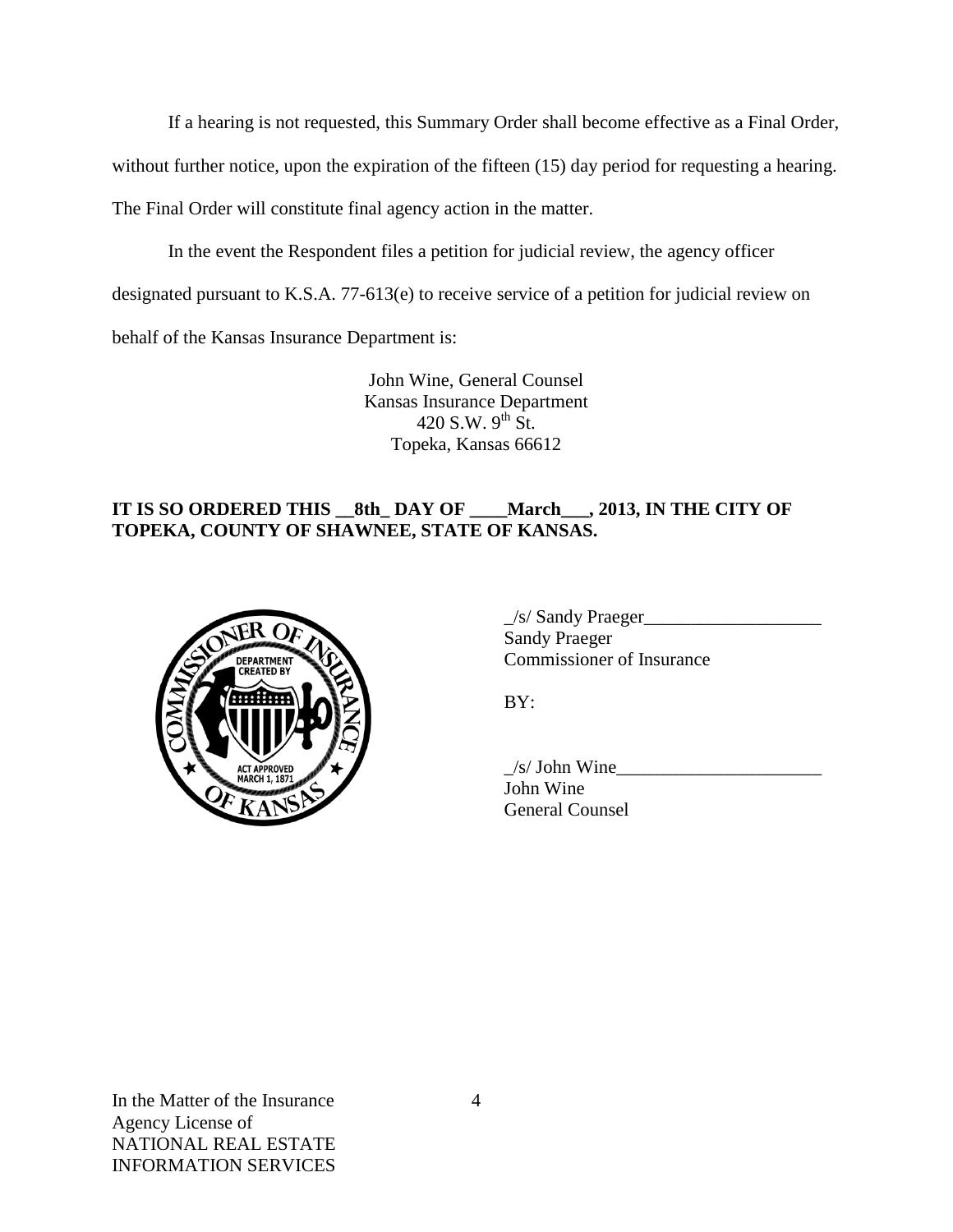If a hearing is not requested, this Summary Order shall become effective as a Final Order, without further notice, upon the expiration of the fifteen (15) day period for requesting a hearing. The Final Order will constitute final agency action in the matter.

In the event the Respondent files a petition for judicial review, the agency officer designated pursuant to K.S.A. 77-613(e) to receive service of a petition for judicial review on behalf of the Kansas Insurance Department is:

John Wine, General Counsel
Kansas Insurance Department
420 S.W. 9th St.
Topeka, Kansas 66612

**IT IS SO ORDERED THIS __8th_ DAY OF ____March___, 2013, IN THE CITY OF TOPEKA, COUNTY OF SHAWNEE, STATE OF KANSAS.**

_/s/ Sandy Praeger___________________
Sandy Praeger
Commissioner of Insurance

BY:

_/s/ John Wine______________________
John Wine
General Counsel

In the Matter of the Insurance
Agency License of
NATIONAL REAL ESTATE
INFORMATION SERVICES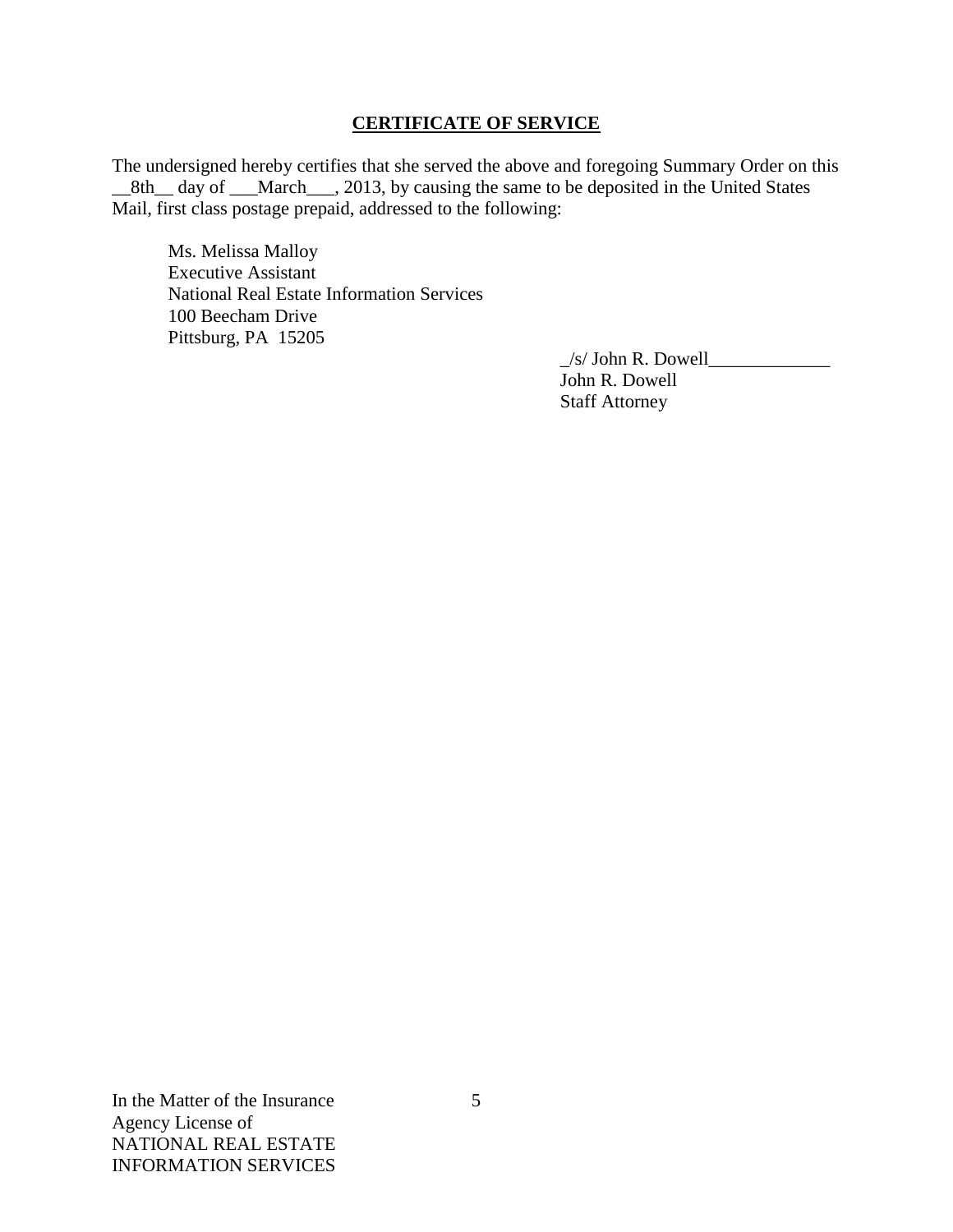**CERTIFICATE OF SERVICE**

The undersigned hereby certifies that she served the above and foregoing Summary Order on this __8th__ day of ___March___, 2013, by causing the same to be deposited in the United States Mail, first class postage prepaid, addressed to the following:

Ms. Melissa Malloy
Executive Assistant
National Real Estate Information Services
100 Beecham Drive
Pittsburg, PA 15205

_/s/ John R. Dowell_____________
John R. Dowell
Staff Attorney